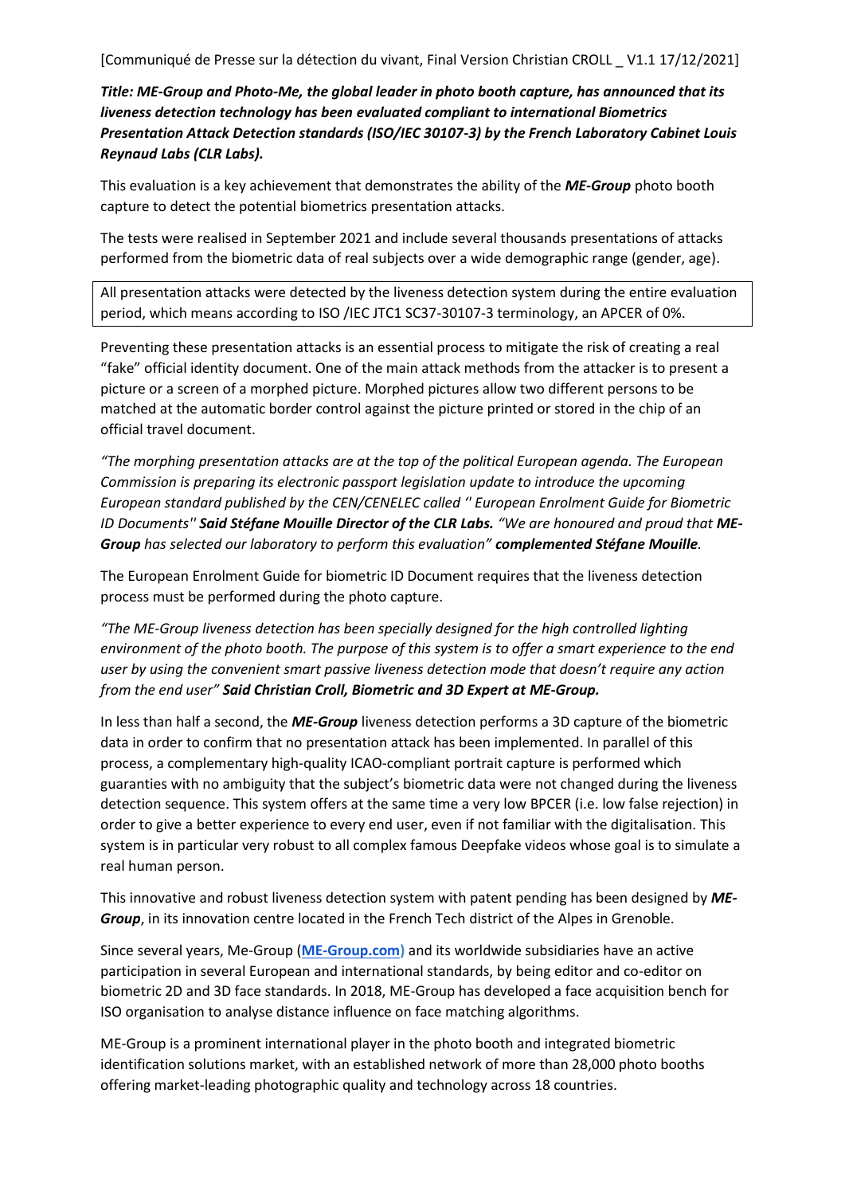[Communiqué de Presse sur la détection du vivant, Final Version Christian CROLL _ V1.1 17/12/2021]

***Title: ME-Group and Photo-Me, the global leader in photo booth capture, has announced that its liveness detection technology has been evaluated compliant to international Biometrics Presentation Attack Detection standards (ISO/IEC 30107-3) by the French Laboratory Cabinet Louis Reynaud Labs (CLR Labs).***

This evaluation is a key achievement that demonstrates the ability of the ***ME-Group*** photo booth capture to detect the potential biometrics presentation attacks.

The tests were realised in September 2021 and include several thousands presentations of attacks performed from the biometric data of real subjects over a wide demographic range (gender, age).

All presentation attacks were detected by the liveness detection system during the entire evaluation period, which means according to ISO /IEC JTC1 SC37-30107-3 terminology, an APCER of 0%.

Preventing these presentation attacks is an essential process to mitigate the risk of creating a real "fake" official identity document. One of the main attack methods from the attacker is to present a picture or a screen of a morphed picture. Morphed pictures allow two different persons to be matched at the automatic border control against the picture printed or stored in the chip of an official travel document.

*"The morphing presentation attacks are at the top of the political European agenda. The European Commission is preparing its electronic passport legislation update to introduce the upcoming European standard published by the CEN/CENELEC called '' European Enrolment Guide for Biometric ID Documents''* ***Said Stéfane Mouille Director of the CLR Labs.*** *"We are honoured and proud that* ***ME-Group*** *has selected our laboratory to perform this evaluation"* ***complemented Stéfane Mouille****.*

The European Enrolment Guide for biometric ID Document requires that the liveness detection process must be performed during the photo capture.

*"The ME-Group liveness detection has been specially designed for the high controlled lighting environment of the photo booth. The purpose of this system is to offer a smart experience to the end user by using the convenient smart passive liveness detection mode that doesn't require any action from the end user"* ***Said Christian Croll, Biometric and 3D Expert at ME-Group.***

In less than half a second, the ***ME-Group*** liveness detection performs a 3D capture of the biometric data in order to confirm that no presentation attack has been implemented. In parallel of this process, a complementary high-quality ICAO-compliant portrait capture is performed which guaranties with no ambiguity that the subject's biometric data were not changed during the liveness detection sequence. This system offers at the same time a very low BPCER (i.e. low false rejection) in order to give a better experience to every end user, even if not familiar with the digitalisation. This system is in particular very robust to all complex famous Deepfake videos whose goal is to simulate a real human person.

This innovative and robust liveness detection system with patent pending has been designed by ***ME-Group***, in its innovation centre located in the French Tech district of the Alpes in Grenoble.

Since several years, Me-Group (**ME-Group.com**) and its worldwide subsidiaries have an active participation in several European and international standards, by being editor and co-editor on biometric 2D and 3D face standards. In 2018, ME-Group has developed a face acquisition bench for ISO organisation to analyse distance influence on face matching algorithms.

ME-Group is a prominent international player in the photo booth and integrated biometric identification solutions market, with an established network of more than 28,000 photo booths offering market-leading photographic quality and technology across 18 countries.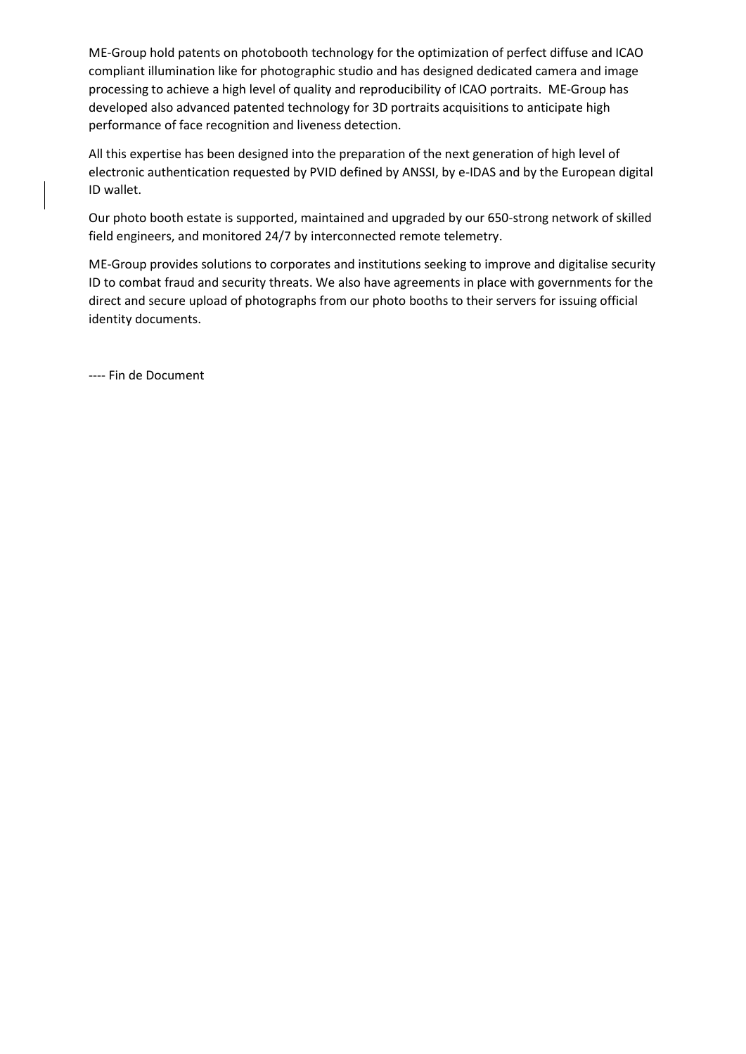ME-Group hold patents on photobooth technology for the optimization of perfect diffuse and ICAO compliant illumination like for photographic studio and has designed dedicated camera and image processing to achieve a high level of quality and reproducibility of ICAO portraits.  ME-Group has developed also advanced patented technology for 3D portraits acquisitions to anticipate high performance of face recognition and liveness detection.

All this expertise has been designed into the preparation of the next generation of high level of electronic authentication requested by PVID defined by ANSSI, by e-IDAS and by the European digital ID wallet.

Our photo booth estate is supported, maintained and upgraded by our 650-strong network of skilled field engineers, and monitored 24/7 by interconnected remote telemetry.

ME-Group provides solutions to corporates and institutions seeking to improve and digitalise security ID to combat fraud and security threats. We also have agreements in place with governments for the direct and secure upload of photographs from our photo booths to their servers for issuing official identity documents.

---- Fin de Document